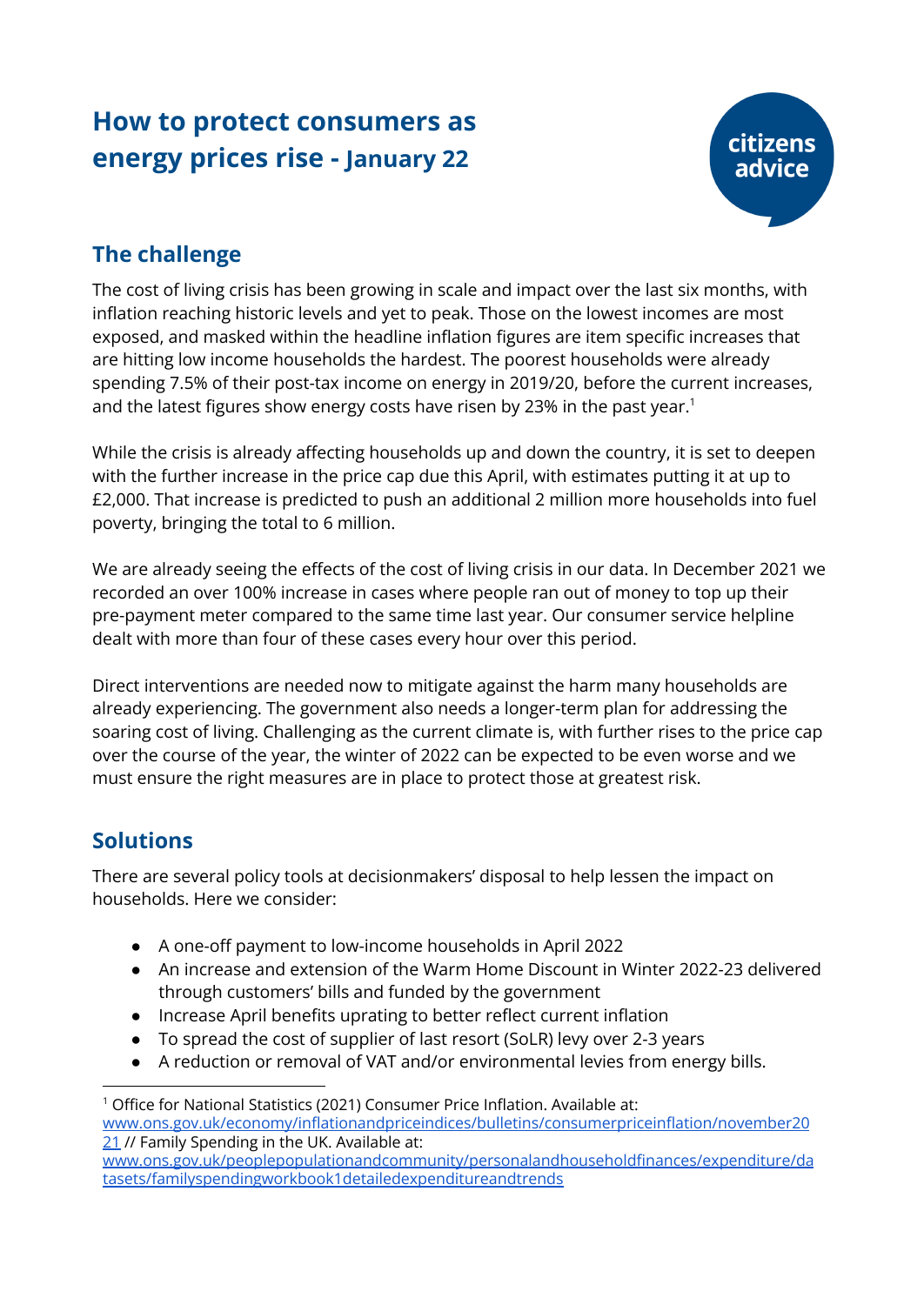# How to protect consumers as energy prices rise - January 22

citizens advice

## The challenge

The cost of living crisis has been growing in scale and impact over the last six months, with inflation reaching historic levels and yet to peak. Those on the lowest incomes are most exposed, and masked within the headline inflation figures are item specific increases that are hitting low income households the hardest. The poorest households were already spending 7.5% of their post-tax income on energy in 2019/20, before the current increases, and the latest figures show energy costs have risen by 23% in the past year.[1]

While the crisis is already affecting households up and down the country, it is set to deepen with the further increase in the price cap due this April, with estimates putting it at up to £2,000. That increase is predicted to push an additional 2 million more households into fuel poverty, bringing the total to 6 million.

We are already seeing the effects of the cost of living crisis in our data. In December 2021 we recorded an over 100% increase in cases where people ran out of money to top up their pre-payment meter compared to the same time last year. Our consumer service helpline dealt with more than four of these cases every hour over this period.

Direct interventions are needed now to mitigate against the harm many households are already experiencing. The government also needs a longer-term plan for addressing the soaring cost of living. Challenging as the current climate is, with further rises to the price cap over the course of the year, the winter of 2022 can be expected to be even worse and we must ensure the right measures are in place to protect those at greatest risk.

## Solutions

There are several policy tools at decisionmakers' disposal to help lessen the impact on households. Here we consider:

- A one-off payment to low-income households in April 2022
- An increase and extension of the Warm Home Discount in Winter 2022-23 delivered through customers' bills and funded by the government
- Increase April benefits uprating to better reflect current inflation
- To spread the cost of supplier of last resort (SoLR) levy over 2-3 years
- A reduction or removal of VAT and/or environmental levies from energy bills.

[1] Office for National Statistics (2021) Consumer Price Inflation. Available at: www.ons.gov.uk/economy/inflationandpriceindices/bulletins/consumerpriceinflation/november2021 // Family Spending in the UK. Available at: www.ons.gov.uk/peoplepopulationandcommunity/personalandhouseholdfinances/expenditure/datasets/familyspendingworkbook1detailedexpenditureandtrends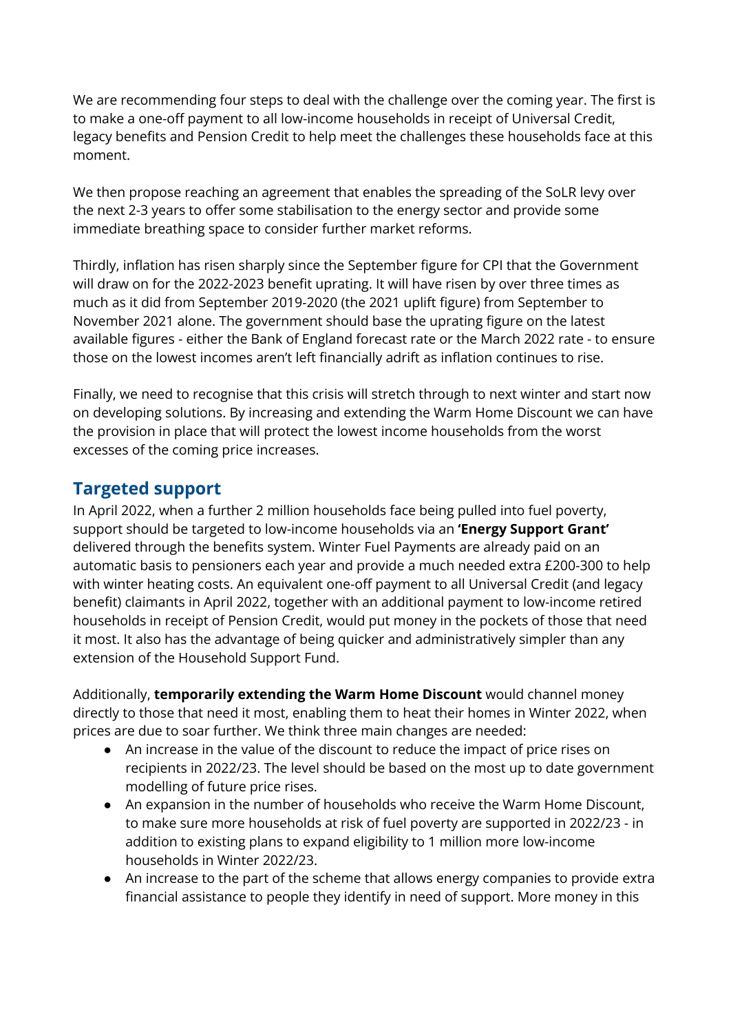We are recommending four steps to deal with the challenge over the coming year. The first is to make a one-off payment to all low-income households in receipt of Universal Credit, legacy benefits and Pension Credit to help meet the challenges these households face at this moment.

We then propose reaching an agreement that enables the spreading of the SoLR levy over the next 2-3 years to offer some stabilisation to the energy sector and provide some immediate breathing space to consider further market reforms.

Thirdly, inflation has risen sharply since the September figure for CPI that the Government will draw on for the 2022-2023 benefit uprating. It will have risen by over three times as much as it did from September 2019-2020 (the 2021 uplift figure) from September to November 2021 alone. The government should base the uprating figure on the latest available figures - either the Bank of England forecast rate or the March 2022 rate - to ensure those on the lowest incomes aren't left financially adrift as inflation continues to rise.

Finally, we need to recognise that this crisis will stretch through to next winter and start now on developing solutions. By increasing and extending the Warm Home Discount we can have the provision in place that will protect the lowest income households from the worst excesses of the coming price increases.

## Targeted support

In April 2022, when a further 2 million households face being pulled into fuel poverty, support should be targeted to low-income households via an **'Energy Support Grant'** delivered through the benefits system. Winter Fuel Payments are already paid on an automatic basis to pensioners each year and provide a much needed extra £200-300 to help with winter heating costs. An equivalent one-off payment to all Universal Credit (and legacy benefit) claimants in April 2022, together with an additional payment to low-income retired households in receipt of Pension Credit, would put money in the pockets of those that need it most. It also has the advantage of being quicker and administratively simpler than any extension of the Household Support Fund.

Additionally, **temporarily extending the Warm Home Discount** would channel money directly to those that need it most, enabling them to heat their homes in Winter 2022, when prices are due to soar further. We think three main changes are needed:

- An increase in the value of the discount to reduce the impact of price rises on recipients in 2022/23. The level should be based on the most up to date government modelling of future price rises.
- An expansion in the number of households who receive the Warm Home Discount, to make sure more households at risk of fuel poverty are supported in 2022/23 - in addition to existing plans to expand eligibility to 1 million more low-income households in Winter 2022/23.
- An increase to the part of the scheme that allows energy companies to provide extra financial assistance to people they identify in need of support. More money in this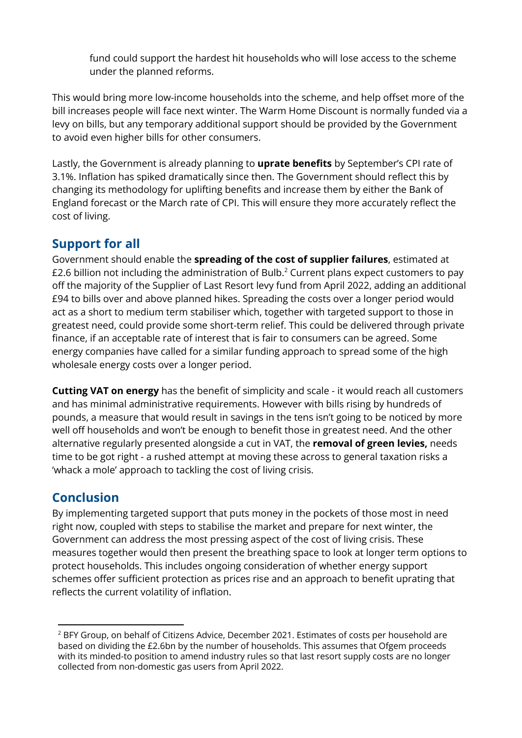fund could support the hardest hit households who will lose access to the scheme under the planned reforms.

This would bring more low-income households into the scheme, and help offset more of the bill increases people will face next winter. The Warm Home Discount is normally funded via a levy on bills, but any temporary additional support should be provided by the Government to avoid even higher bills for other consumers.

Lastly, the Government is already planning to **uprate benefits** by September's CPI rate of 3.1%. Inflation has spiked dramatically since then. The Government should reflect this by changing its methodology for uplifting benefits and increase them by either the Bank of England forecast or the March rate of CPI. This will ensure they more accurately reflect the cost of living.

## Support for all

Government should enable the **spreading of the cost of supplier failures**, estimated at £2.6 billion not including the administration of Bulb.[2] Current plans expect customers to pay off the majority of the Supplier of Last Resort levy fund from April 2022, adding an additional £94 to bills over and above planned hikes. Spreading the costs over a longer period would act as a short to medium term stabiliser which, together with targeted support to those in greatest need, could provide some short-term relief. This could be delivered through private finance, if an acceptable rate of interest that is fair to consumers can be agreed. Some energy companies have called for a similar funding approach to spread some of the high wholesale energy costs over a longer period.

**Cutting VAT on energy** has the benefit of simplicity and scale - it would reach all customers and has minimal administrative requirements. However with bills rising by hundreds of pounds, a measure that would result in savings in the tens isn't going to be noticed by more well off households and won't be enough to benefit those in greatest need. And the other alternative regularly presented alongside a cut in VAT, the **removal of green levies,** needs time to be got right - a rushed attempt at moving these across to general taxation risks a 'whack a mole' approach to tackling the cost of living crisis.

## Conclusion

By implementing targeted support that puts money in the pockets of those most in need right now, coupled with steps to stabilise the market and prepare for next winter, the Government can address the most pressing aspect of the cost of living crisis. These measures together would then present the breathing space to look at longer term options to protect households. This includes ongoing consideration of whether energy support schemes offer sufficient protection as prices rise and an approach to benefit uprating that reflects the current volatility of inflation.

[2] BFY Group, on behalf of Citizens Advice, December 2021. Estimates of costs per household are based on dividing the £2.6bn by the number of households. This assumes that Ofgem proceeds with its minded-to position to amend industry rules so that last resort supply costs are no longer collected from non-domestic gas users from April 2022.